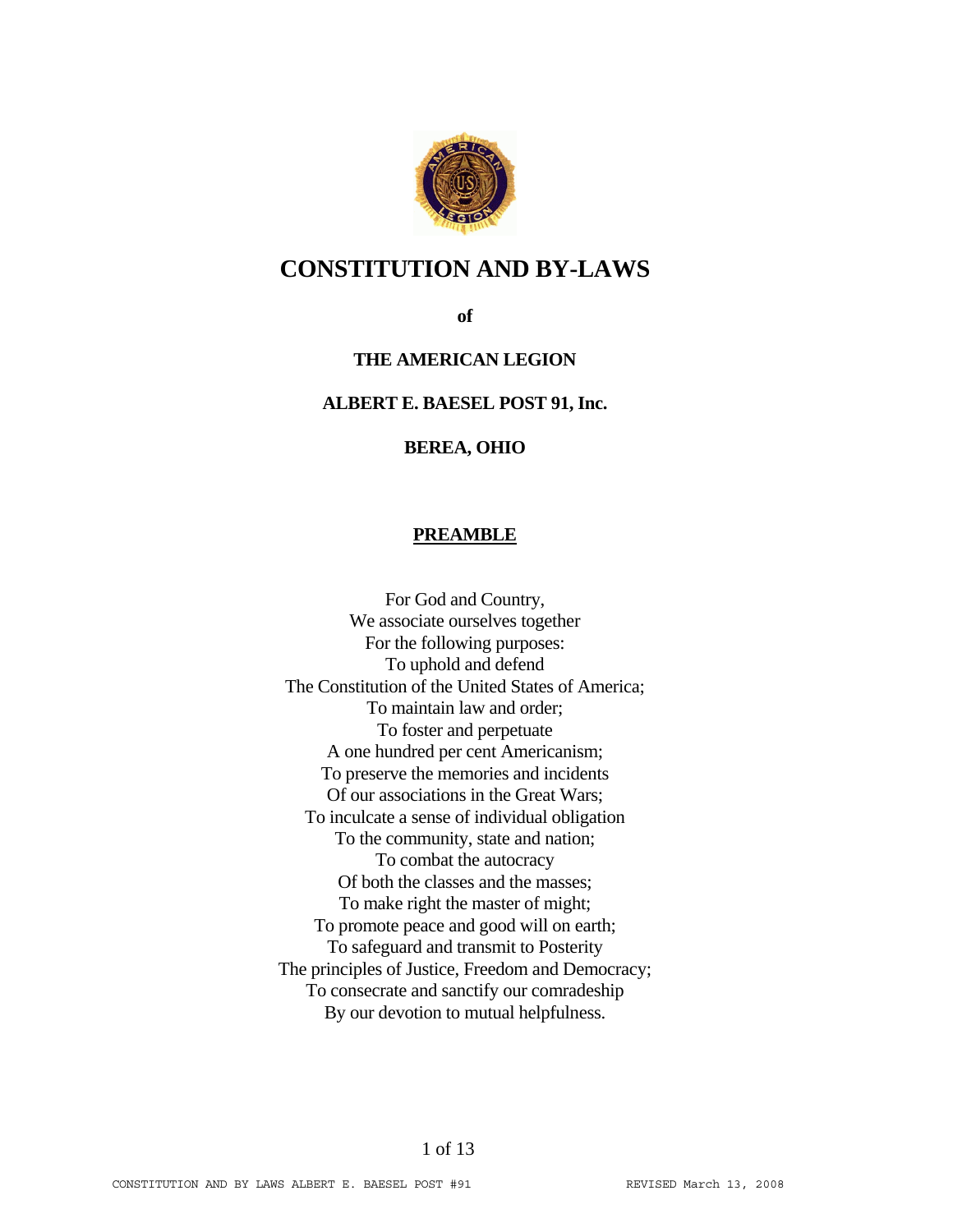# CONSTITUTION AND BY-LAWS

**of**

**THE AMERICAN LEGION**

**ALBERT E. BAESEL POST 91, Inc.**

**BEREA, OHIO**

## PREAMBLE

For God and Country,
We associate ourselves together
For the following purposes:
To uphold and defend
The Constitution of the United States of America;
To maintain law and order;
To foster and perpetuate
A one hundred per cent Americanism;
To preserve the memories and incidents
Of our associations in the Great Wars;
To inculcate a sense of individual obligation
To the community, state and nation;
To combat the autocracy
Of both the classes and the masses;
To make right the master of might;
To promote peace and good will on earth;
To safeguard and transmit to Posterity
The principles of Justice, Freedom and Democracy;
To consecrate and sanctify our comradeship
By our devotion to mutual helpfulness.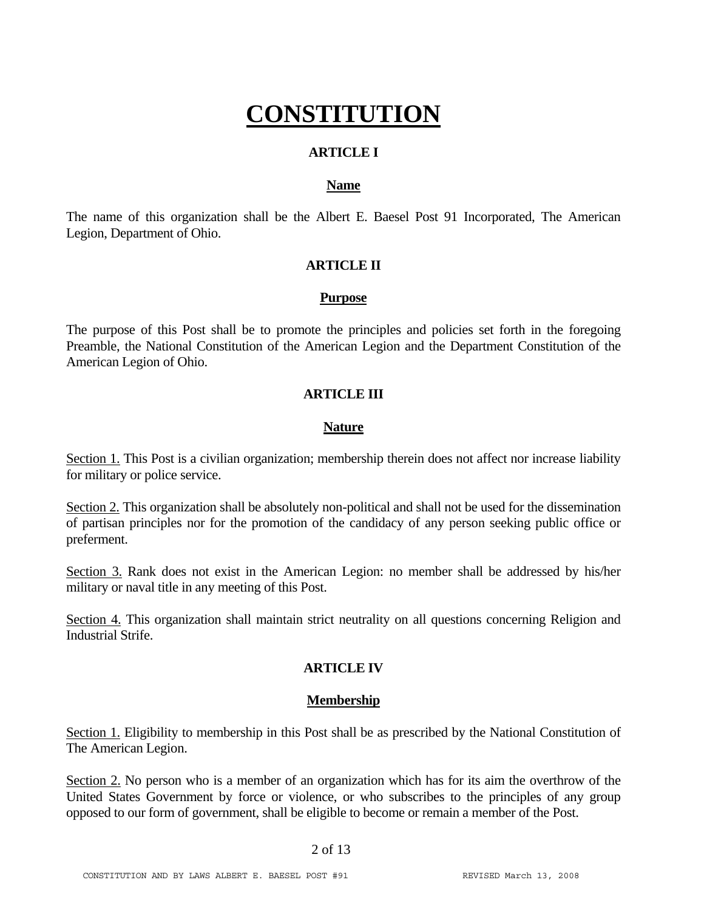# CONSTITUTION

## ARTICLE I

### Name

The name of this organization shall be the Albert E. Baesel Post 91 Incorporated, The American Legion, Department of Ohio.

## ARTICLE II

### Purpose

The purpose of this Post shall be to promote the principles and policies set forth in the foregoing Preamble, the National Constitution of the American Legion and the Department Constitution of the American Legion of Ohio.

## ARTICLE III

### Nature

Section 1. This Post is a civilian organization; membership therein does not affect nor increase liability for military or police service.

Section 2. This organization shall be absolutely non-political and shall not be used for the dissemination of partisan principles nor for the promotion of the candidacy of any person seeking public office or preferment.

Section 3. Rank does not exist in the American Legion: no member shall be addressed by his/her military or naval title in any meeting of this Post.

Section 4. This organization shall maintain strict neutrality on all questions concerning Religion and Industrial Strife.

## ARTICLE IV

### Membership

Section 1. Eligibility to membership in this Post shall be as prescribed by the National Constitution of The American Legion.

Section 2. No person who is a member of an organization which has for its aim the overthrow of the United States Government by force or violence, or who subscribes to the principles of any group opposed to our form of government, shall be eligible to become or remain a member of the Post.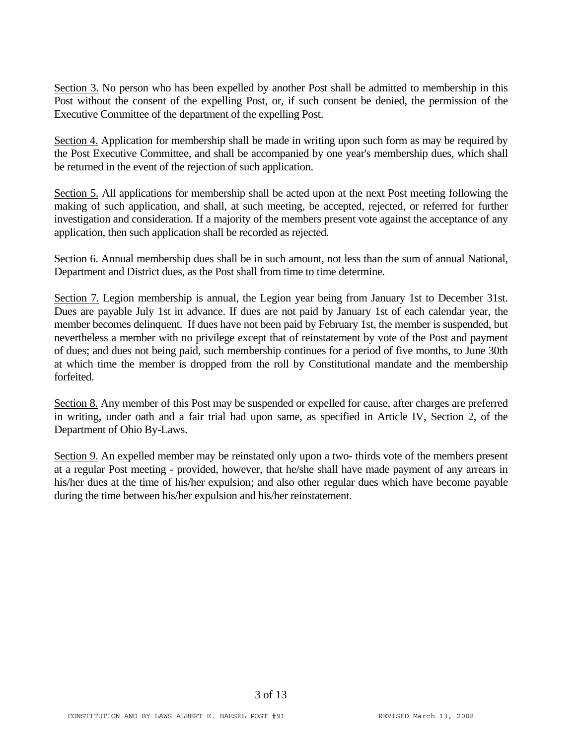<u>Section 3.</u> No person who has been expelled by another Post shall be admitted to membership in this Post without the consent of the expelling Post, or, if such consent be denied, the permission of the Executive Committee of the department of the expelling Post.

<u>Section 4.</u> Application for membership shall be made in writing upon such form as may be required by the Post Executive Committee, and shall be accompanied by one year's membership dues, which shall be returned in the event of the rejection of such application.

<u>Section 5.</u> All applications for membership shall be acted upon at the next Post meeting following the making of such application, and shall, at such meeting, be accepted, rejected, or referred for further investigation and consideration. If a majority of the members present vote against the acceptance of any application, then such application shall be recorded as rejected.

<u>Section 6.</u> Annual membership dues shall be in such amount, not less than the sum of annual National, Department and District dues, as the Post shall from time to time determine.

<u>Section 7.</u> Legion membership is annual, the Legion year being from January 1st to December 31st. Dues are payable July 1st in advance. If dues are not paid by January 1st of each calendar year, the member becomes delinquent. If dues have not been paid by February 1st, the member is suspended, but nevertheless a member with no privilege except that of reinstatement by vote of the Post and payment of dues; and dues not being paid, such membership continues for a period of five months, to June 30th at which time the member is dropped from the roll by Constitutional mandate and the membership forfeited.

<u>Section 8.</u> Any member of this Post may be suspended or expelled for cause, after charges are preferred in writing, under oath and a fair trial had upon same, as specified in Article IV, Section 2, of the Department of Ohio By-Laws.

<u>Section 9.</u> An expelled member may be reinstated only upon a two- thirds vote of the members present at a regular Post meeting - provided, however, that he/she shall have made payment of any arrears in his/her dues at the time of his/her expulsion; and also other regular dues which have become payable during the time between his/her expulsion and his/her reinstatement.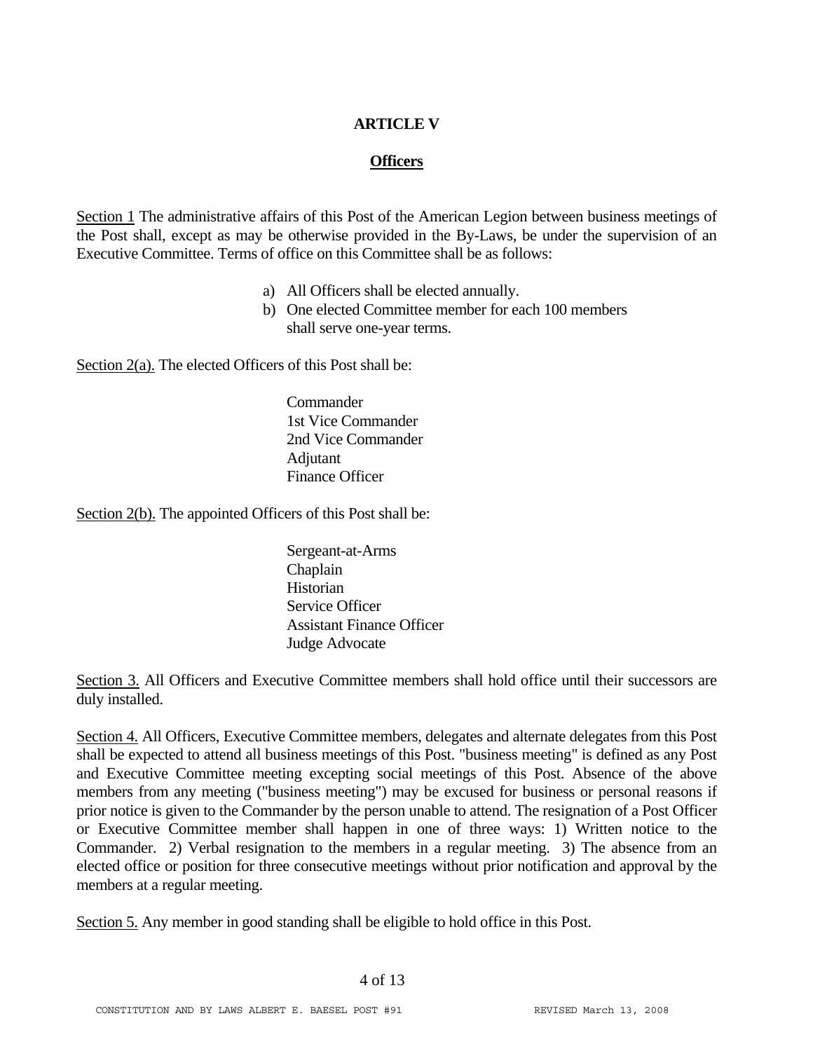## ARTICLE V

### Officers

Section 1 The administrative affairs of this Post of the American Legion between business meetings of the Post shall, except as may be otherwise provided in the By-Laws, be under the supervision of an Executive Committee. Terms of office on this Committee shall be as follows:

a) All Officers shall be elected annually.
b) One elected Committee member for each 100 members shall serve one-year terms.

Section 2(a). The elected Officers of this Post shall be:

Commander
1st Vice Commander
2nd Vice Commander
Adjutant
Finance Officer

Section 2(b). The appointed Officers of this Post shall be:

Sergeant-at-Arms
Chaplain
Historian
Service Officer
Assistant Finance Officer
Judge Advocate

Section 3. All Officers and Executive Committee members shall hold office until their successors are duly installed.

Section 4. All Officers, Executive Committee members, delegates and alternate delegates from this Post shall be expected to attend all business meetings of this Post. "business meeting" is defined as any Post and Executive Committee meeting excepting social meetings of this Post. Absence of the above members from any meeting ("business meeting") may be excused for business or personal reasons if prior notice is given to the Commander by the person unable to attend. The resignation of a Post Officer or Executive Committee member shall happen in one of three ways: 1) Written notice to the Commander. 2) Verbal resignation to the members in a regular meeting. 3) The absence from an elected office or position for three consecutive meetings without prior notification and approval by the members at a regular meeting.

Section 5. Any member in good standing shall be eligible to hold office in this Post.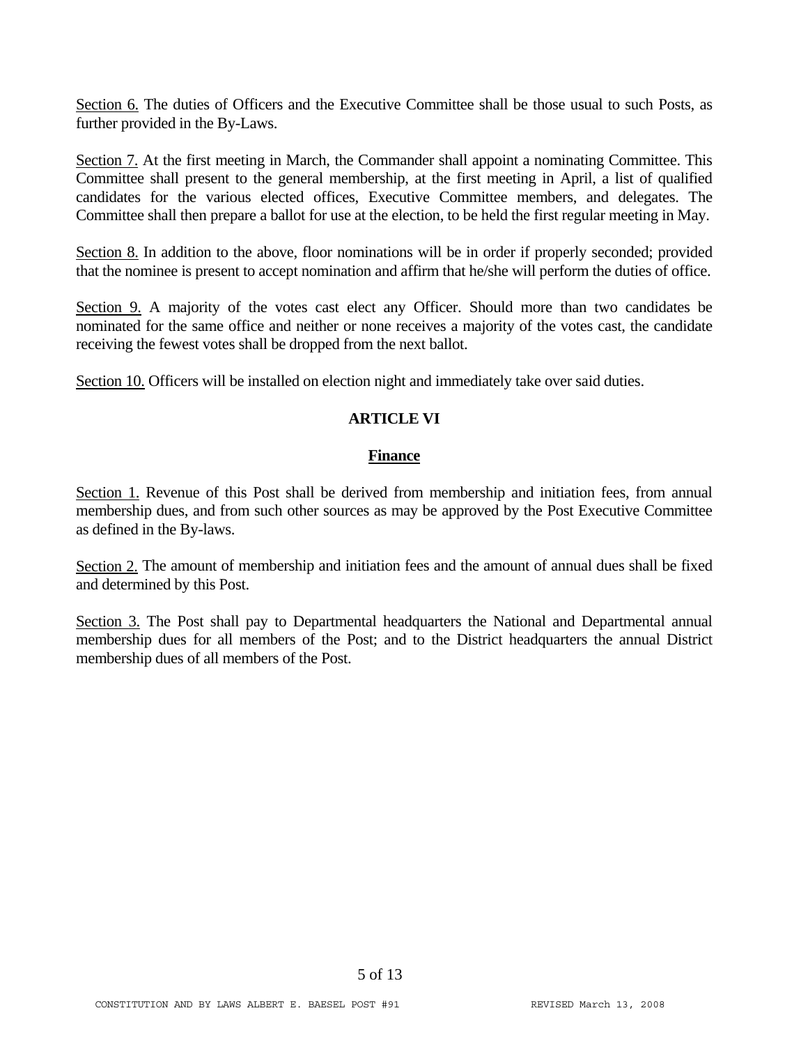Section 6. The duties of Officers and the Executive Committee shall be those usual to such Posts, as further provided in the By-Laws.

Section 7. At the first meeting in March, the Commander shall appoint a nominating Committee. This Committee shall present to the general membership, at the first meeting in April, a list of qualified candidates for the various elected offices, Executive Committee members, and delegates. The Committee shall then prepare a ballot for use at the election, to be held the first regular meeting in May.

Section 8. In addition to the above, floor nominations will be in order if properly seconded; provided that the nominee is present to accept nomination and affirm that he/she will perform the duties of office.

Section 9. A majority of the votes cast elect any Officer. Should more than two candidates be nominated for the same office and neither or none receives a majority of the votes cast, the candidate receiving the fewest votes shall be dropped from the next ballot.

Section 10. Officers will be installed on election night and immediately take over said duties.

## ARTICLE VI

### Finance

Section 1. Revenue of this Post shall be derived from membership and initiation fees, from annual membership dues, and from such other sources as may be approved by the Post Executive Committee as defined in the By-laws.

Section 2. The amount of membership and initiation fees and the amount of annual dues shall be fixed and determined by this Post.

Section 3. The Post shall pay to Departmental headquarters the National and Departmental annual membership dues for all members of the Post; and to the District headquarters the annual District membership dues of all members of the Post.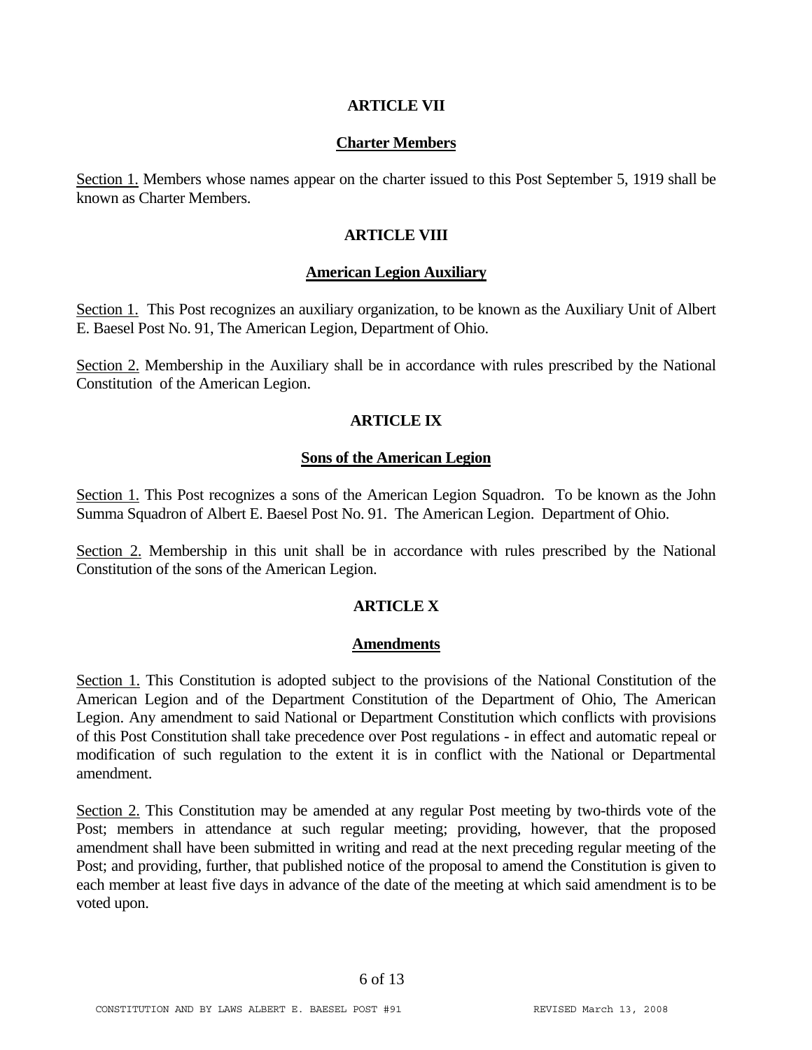## ARTICLE VII

### Charter Members

Section 1. Members whose names appear on the charter issued to this Post September 5, 1919 shall be known as Charter Members.

## ARTICLE VIII

### American Legion Auxiliary

Section 1. This Post recognizes an auxiliary organization, to be known as the Auxiliary Unit of Albert E. Baesel Post No. 91, The American Legion, Department of Ohio.

Section 2. Membership in the Auxiliary shall be in accordance with rules prescribed by the National Constitution of the American Legion.

## ARTICLE IX

### Sons of the American Legion

Section 1. This Post recognizes a sons of the American Legion Squadron. To be known as the John Summa Squadron of Albert E. Baesel Post No. 91. The American Legion. Department of Ohio.

Section 2. Membership in this unit shall be in accordance with rules prescribed by the National Constitution of the sons of the American Legion.

## ARTICLE X

### Amendments

Section 1. This Constitution is adopted subject to the provisions of the National Constitution of the American Legion and of the Department Constitution of the Department of Ohio, The American Legion. Any amendment to said National or Department Constitution which conflicts with provisions of this Post Constitution shall take precedence over Post regulations - in effect and automatic repeal or modification of such regulation to the extent it is in conflict with the National or Departmental amendment.

Section 2. This Constitution may be amended at any regular Post meeting by two-thirds vote of the Post; members in attendance at such regular meeting; providing, however, that the proposed amendment shall have been submitted in writing and read at the next preceding regular meeting of the Post; and providing, further, that published notice of the proposal to amend the Constitution is given to each member at least five days in advance of the date of the meeting at which said amendment is to be voted upon.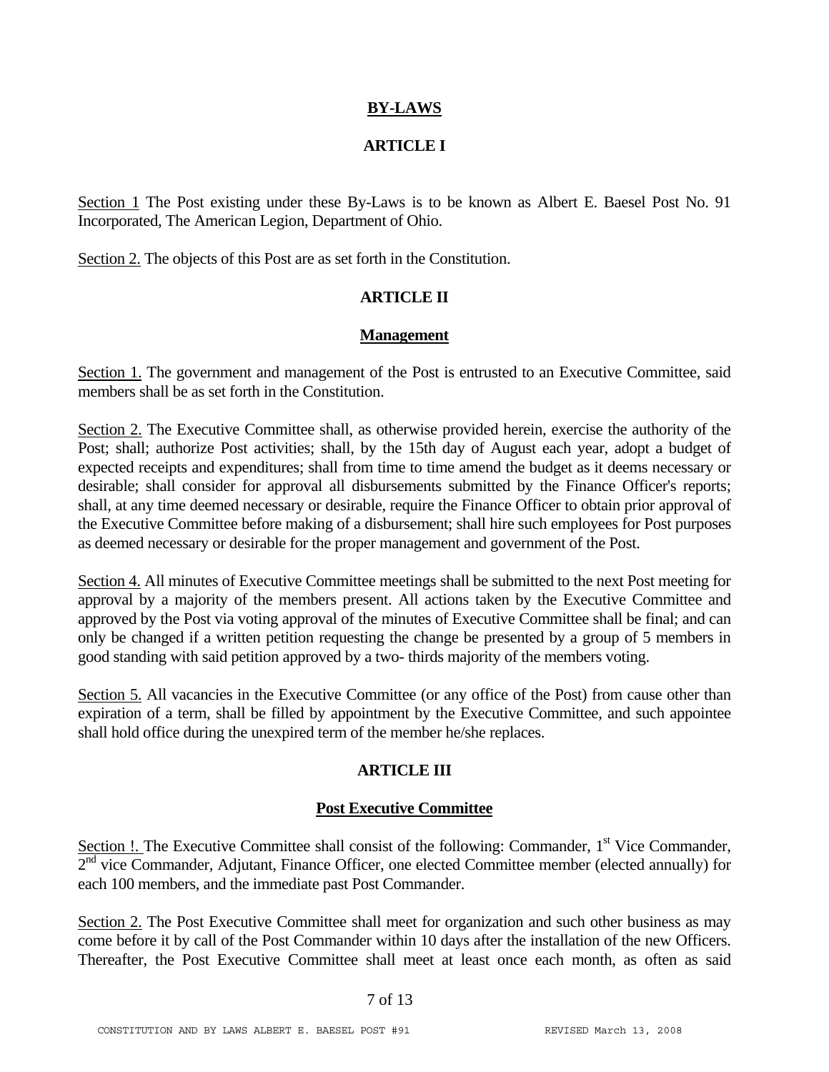## BY-LAWS

### ARTICLE I

Section 1 The Post existing under these By-Laws is to be known as Albert E. Baesel Post No. 91 Incorporated, The American Legion, Department of Ohio.

Section 2. The objects of this Post are as set forth in the Constitution.

### ARTICLE II

#### Management

Section 1. The government and management of the Post is entrusted to an Executive Committee, said members shall be as set forth in the Constitution.

Section 2. The Executive Committee shall, as otherwise provided herein, exercise the authority of the Post; shall; authorize Post activities; shall, by the 15th day of August each year, adopt a budget of expected receipts and expenditures; shall from time to time amend the budget as it deems necessary or desirable; shall consider for approval all disbursements submitted by the Finance Officer's reports; shall, at any time deemed necessary or desirable, require the Finance Officer to obtain prior approval of the Executive Committee before making of a disbursement; shall hire such employees for Post purposes as deemed necessary or desirable for the proper management and government of the Post.

Section 4. All minutes of Executive Committee meetings shall be submitted to the next Post meeting for approval by a majority of the members present. All actions taken by the Executive Committee and approved by the Post via voting approval of the minutes of Executive Committee shall be final; and can only be changed if a written petition requesting the change be presented by a group of 5 members in good standing with said petition approved by a two- thirds majority of the members voting.

Section 5. All vacancies in the Executive Committee (or any office of the Post) from cause other than expiration of a term, shall be filled by appointment by the Executive Committee, and such appointee shall hold office during the unexpired term of the member he/she replaces.

### ARTICLE III

#### Post Executive Committee

Section !. The Executive Committee shall consist of the following: Commander, 1st Vice Commander, 2nd vice Commander, Adjutant, Finance Officer, one elected Committee member (elected annually) for each 100 members, and the immediate past Post Commander.

Section 2. The Post Executive Committee shall meet for organization and such other business as may come before it by call of the Post Commander within 10 days after the installation of the new Officers. Thereafter, the Post Executive Committee shall meet at least once each month, as often as said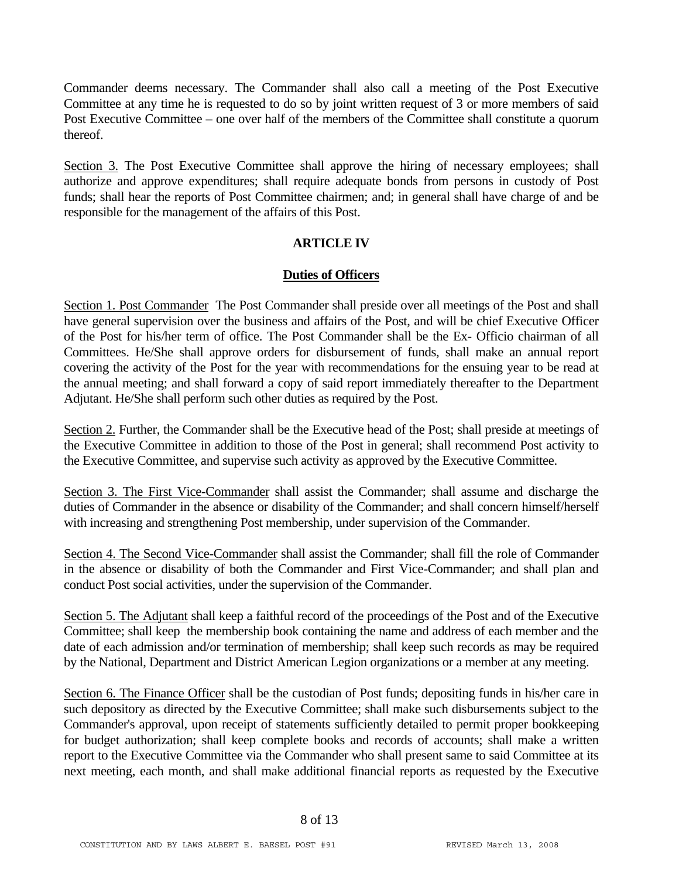Commander deems necessary. The Commander shall also call a meeting of the Post Executive Committee at any time he is requested to do so by joint written request of 3 or more members of said Post Executive Committee – one over half of the members of the Committee shall constitute a quorum thereof.

Section 3. The Post Executive Committee shall approve the hiring of necessary employees; shall authorize and approve expenditures; shall require adequate bonds from persons in custody of Post funds; shall hear the reports of Post Committee chairmen; and; in general shall have charge of and be responsible for the management of the affairs of this Post.

## ARTICLE IV

## Duties of Officers

Section 1. Post Commander The Post Commander shall preside over all meetings of the Post and shall have general supervision over the business and affairs of the Post, and will be chief Executive Officer of the Post for his/her term of office. The Post Commander shall be the Ex- Officio chairman of all Committees. He/She shall approve orders for disbursement of funds, shall make an annual report covering the activity of the Post for the year with recommendations for the ensuing year to be read at the annual meeting; and shall forward a copy of said report immediately thereafter to the Department Adjutant. He/She shall perform such other duties as required by the Post.

Section 2. Further, the Commander shall be the Executive head of the Post; shall preside at meetings of the Executive Committee in addition to those of the Post in general; shall recommend Post activity to the Executive Committee, and supervise such activity as approved by the Executive Committee.

Section 3. The First Vice-Commander shall assist the Commander; shall assume and discharge the duties of Commander in the absence or disability of the Commander; and shall concern himself/herself with increasing and strengthening Post membership, under supervision of the Commander.

Section 4. The Second Vice-Commander shall assist the Commander; shall fill the role of Commander in the absence or disability of both the Commander and First Vice-Commander; and shall plan and conduct Post social activities, under the supervision of the Commander.

Section 5. The Adjutant shall keep a faithful record of the proceedings of the Post and of the Executive Committee; shall keep the membership book containing the name and address of each member and the date of each admission and/or termination of membership; shall keep such records as may be required by the National, Department and District American Legion organizations or a member at any meeting.

Section 6. The Finance Officer shall be the custodian of Post funds; depositing funds in his/her care in such depository as directed by the Executive Committee; shall make such disbursements subject to the Commander's approval, upon receipt of statements sufficiently detailed to permit proper bookkeeping for budget authorization; shall keep complete books and records of accounts; shall make a written report to the Executive Committee via the Commander who shall present same to said Committee at its next meeting, each month, and shall make additional financial reports as requested by the Executive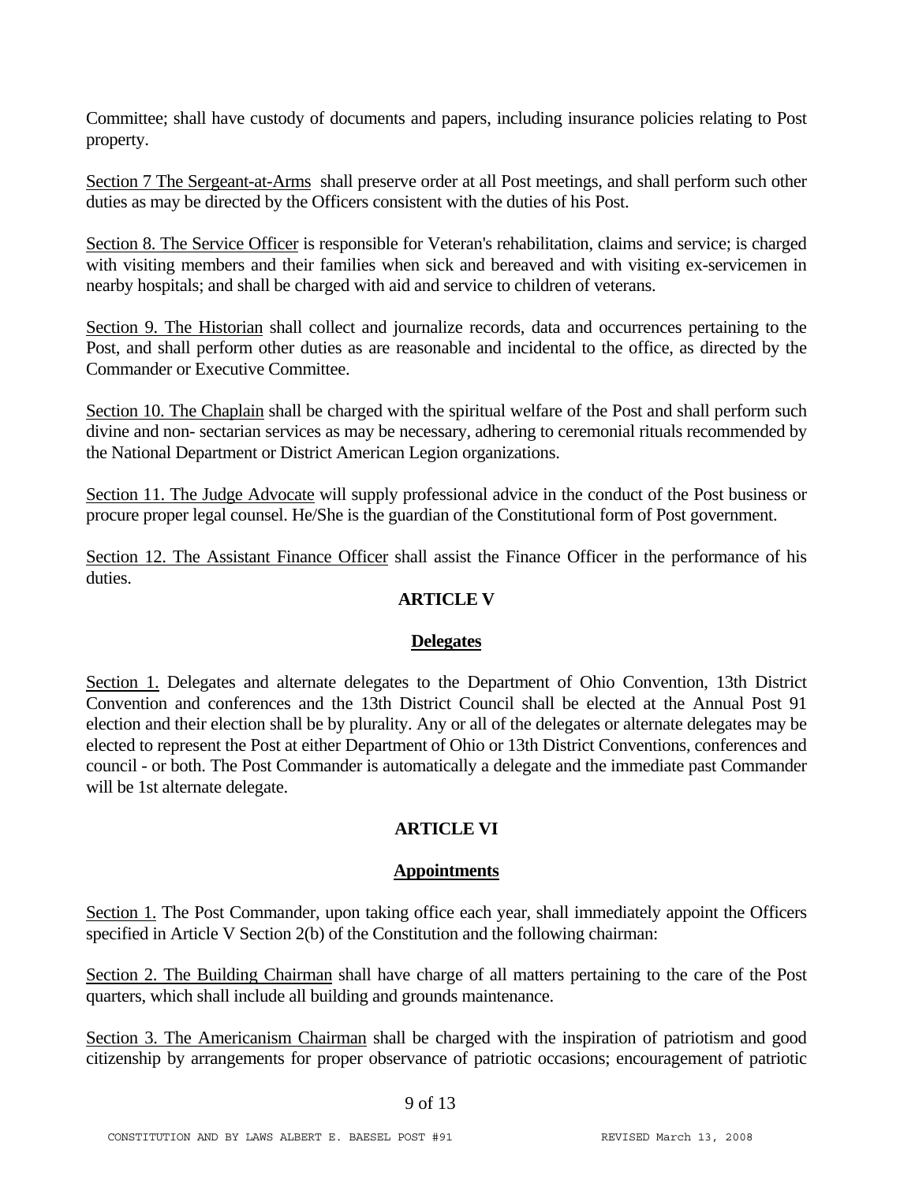Committee; shall have custody of documents and papers, including insurance policies relating to Post property.

Section 7 The Sergeant-at-Arms shall preserve order at all Post meetings, and shall perform such other duties as may be directed by the Officers consistent with the duties of his Post.

Section 8. The Service Officer is responsible for Veteran's rehabilitation, claims and service; is charged with visiting members and their families when sick and bereaved and with visiting ex-servicemen in nearby hospitals; and shall be charged with aid and service to children of veterans.

Section 9. The Historian shall collect and journalize records, data and occurrences pertaining to the Post, and shall perform other duties as are reasonable and incidental to the office, as directed by the Commander or Executive Committee.

Section 10. The Chaplain shall be charged with the spiritual welfare of the Post and shall perform such divine and non- sectarian services as may be necessary, adhering to ceremonial rituals recommended by the National Department or District American Legion organizations.

Section 11. The Judge Advocate will supply professional advice in the conduct of the Post business or procure proper legal counsel. He/She is the guardian of the Constitutional form of Post government.

Section 12. The Assistant Finance Officer shall assist the Finance Officer in the performance of his duties.

## ARTICLE V

### Delegates

Section 1. Delegates and alternate delegates to the Department of Ohio Convention, 13th District Convention and conferences and the 13th District Council shall be elected at the Annual Post 91 election and their election shall be by plurality. Any or all of the delegates or alternate delegates may be elected to represent the Post at either Department of Ohio or 13th District Conventions, conferences and council - or both. The Post Commander is automatically a delegate and the immediate past Commander will be 1st alternate delegate.

## ARTICLE VI

### Appointments

Section 1. The Post Commander, upon taking office each year, shall immediately appoint the Officers specified in Article V Section 2(b) of the Constitution and the following chairman:

Section 2. The Building Chairman shall have charge of all matters pertaining to the care of the Post quarters, which shall include all building and grounds maintenance.

Section 3. The Americanism Chairman shall be charged with the inspiration of patriotism and good citizenship by arrangements for proper observance of patriotic occasions; encouragement of patriotic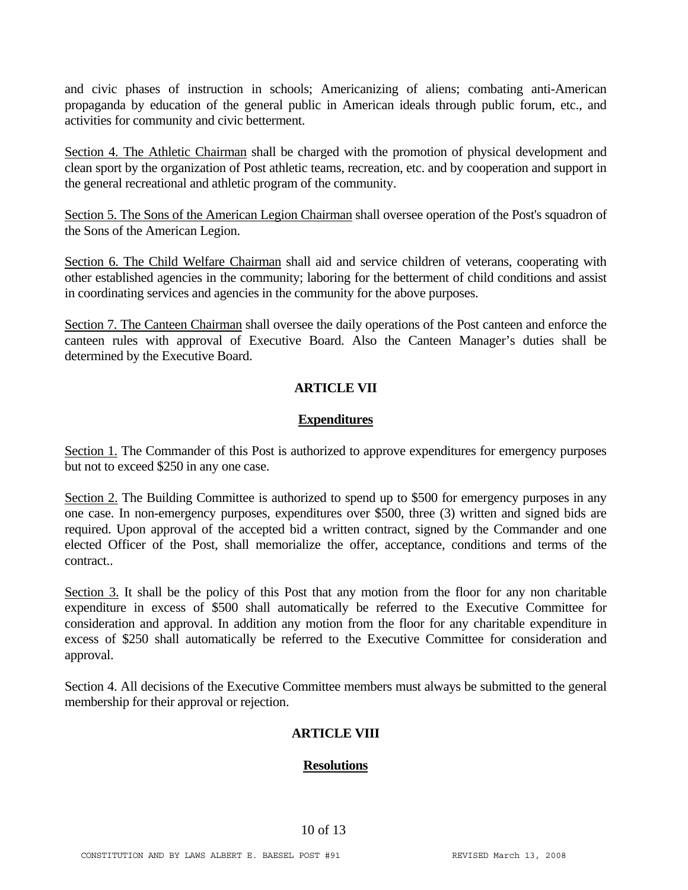and civic phases of instruction in schools; Americanizing of aliens; combating anti-American propaganda by education of the general public in American ideals through public forum, etc., and activities for community and civic betterment.

Section 4. The Athletic Chairman shall be charged with the promotion of physical development and clean sport by the organization of Post athletic teams, recreation, etc. and by cooperation and support in the general recreational and athletic program of the community.

Section 5. The Sons of the American Legion Chairman shall oversee operation of the Post's squadron of the Sons of the American Legion.

Section 6. The Child Welfare Chairman shall aid and service children of veterans, cooperating with other established agencies in the community; laboring for the betterment of child conditions and assist in coordinating services and agencies in the community for the above purposes.

Section 7. The Canteen Chairman shall oversee the daily operations of the Post canteen and enforce the canteen rules with approval of Executive Board. Also the Canteen Manager's duties shall be determined by the Executive Board.

## ARTICLE VII

### Expenditures

Section 1. The Commander of this Post is authorized to approve expenditures for emergency purposes but not to exceed $250 in any one case.

Section 2. The Building Committee is authorized to spend up to $500 for emergency purposes in any one case. In non-emergency purposes, expenditures over $500, three (3) written and signed bids are required. Upon approval of the accepted bid a written contract, signed by the Commander and one elected Officer of the Post, shall memorialize the offer, acceptance, conditions and terms of the contract..

Section 3. It shall be the policy of this Post that any motion from the floor for any non charitable expenditure in excess of $500 shall automatically be referred to the Executive Committee for consideration and approval. In addition any motion from the floor for any charitable expenditure in excess of $250 shall automatically be referred to the Executive Committee for consideration and approval.

Section 4. All decisions of the Executive Committee members must always be submitted to the general membership for their approval or rejection.

## ARTICLE VIII

### Resolutions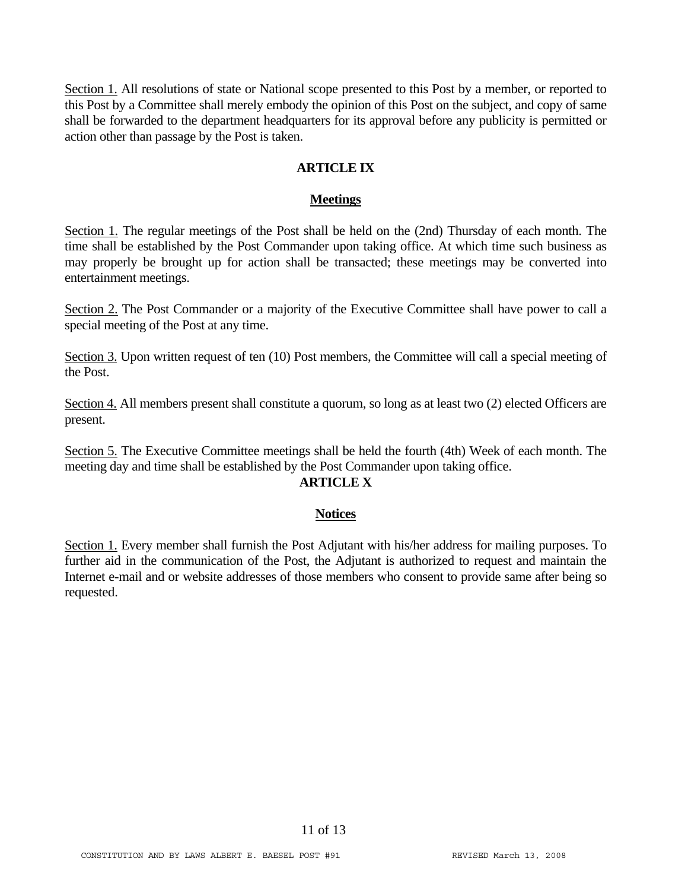Section 1. All resolutions of state or National scope presented to this Post by a member, or reported to this Post by a Committee shall merely embody the opinion of this Post on the subject, and copy of same shall be forwarded to the department headquarters for its approval before any publicity is permitted or action other than passage by the Post is taken.

## ARTICLE IX

### Meetings

Section 1. The regular meetings of the Post shall be held on the (2nd) Thursday of each month. The time shall be established by the Post Commander upon taking office. At which time such business as may properly be brought up for action shall be transacted; these meetings may be converted into entertainment meetings.

Section 2. The Post Commander or a majority of the Executive Committee shall have power to call a special meeting of the Post at any time.

Section 3. Upon written request of ten (10) Post members, the Committee will call a special meeting of the Post.

Section 4. All members present shall constitute a quorum, so long as at least two (2) elected Officers are present.

Section 5. The Executive Committee meetings shall be held the fourth (4th) Week of each month. The meeting day and time shall be established by the Post Commander upon taking office.

## ARTICLE X

### Notices

Section 1. Every member shall furnish the Post Adjutant with his/her address for mailing purposes. To further aid in the communication of the Post, the Adjutant is authorized to request and maintain the Internet e-mail and or website addresses of those members who consent to provide same after being so requested.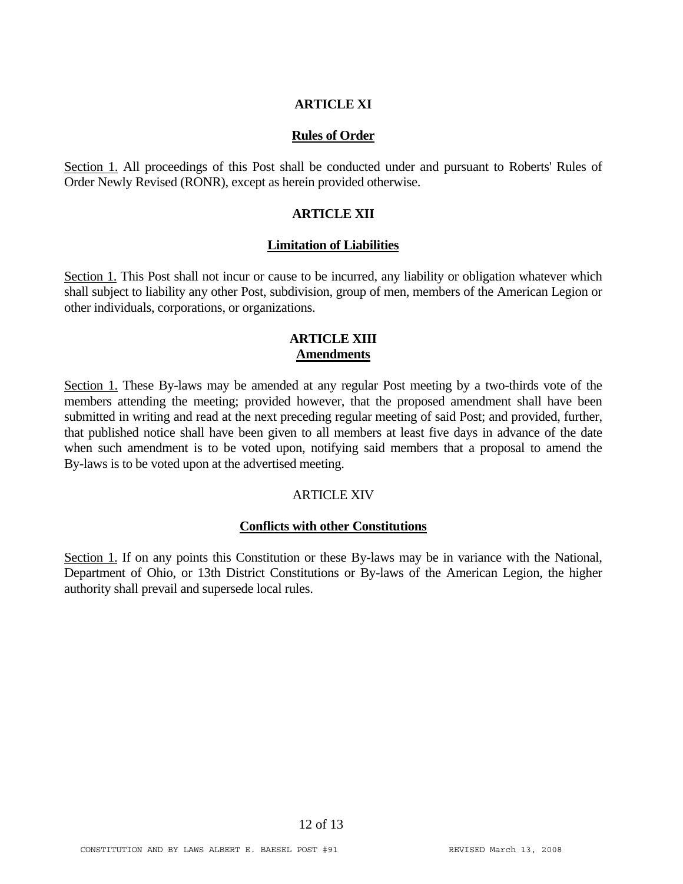## ARTICLE XI

### Rules of Order

Section 1. All proceedings of this Post shall be conducted under and pursuant to Roberts' Rules of Order Newly Revised (RONR), except as herein provided otherwise.

## ARTICLE XII

### Limitation of Liabilities

Section 1. This Post shall not incur or cause to be incurred, any liability or obligation whatever which shall subject to liability any other Post, subdivision, group of men, members of the American Legion or other individuals, corporations, or organizations.

## ARTICLE XIII

### Amendments

Section 1. These By-laws may be amended at any regular Post meeting by a two-thirds vote of the members attending the meeting; provided however, that the proposed amendment shall have been submitted in writing and read at the next preceding regular meeting of said Post; and provided, further, that published notice shall have been given to all members at least five days in advance of the date when such amendment is to be voted upon, notifying said members that a proposal to amend the By-laws is to be voted upon at the advertised meeting.

## ARTICLE XIV

### Conflicts with other Constitutions

Section 1. If on any points this Constitution or these By-laws may be in variance with the National, Department of Ohio, or 13th District Constitutions or By-laws of the American Legion, the higher authority shall prevail and supersede local rules.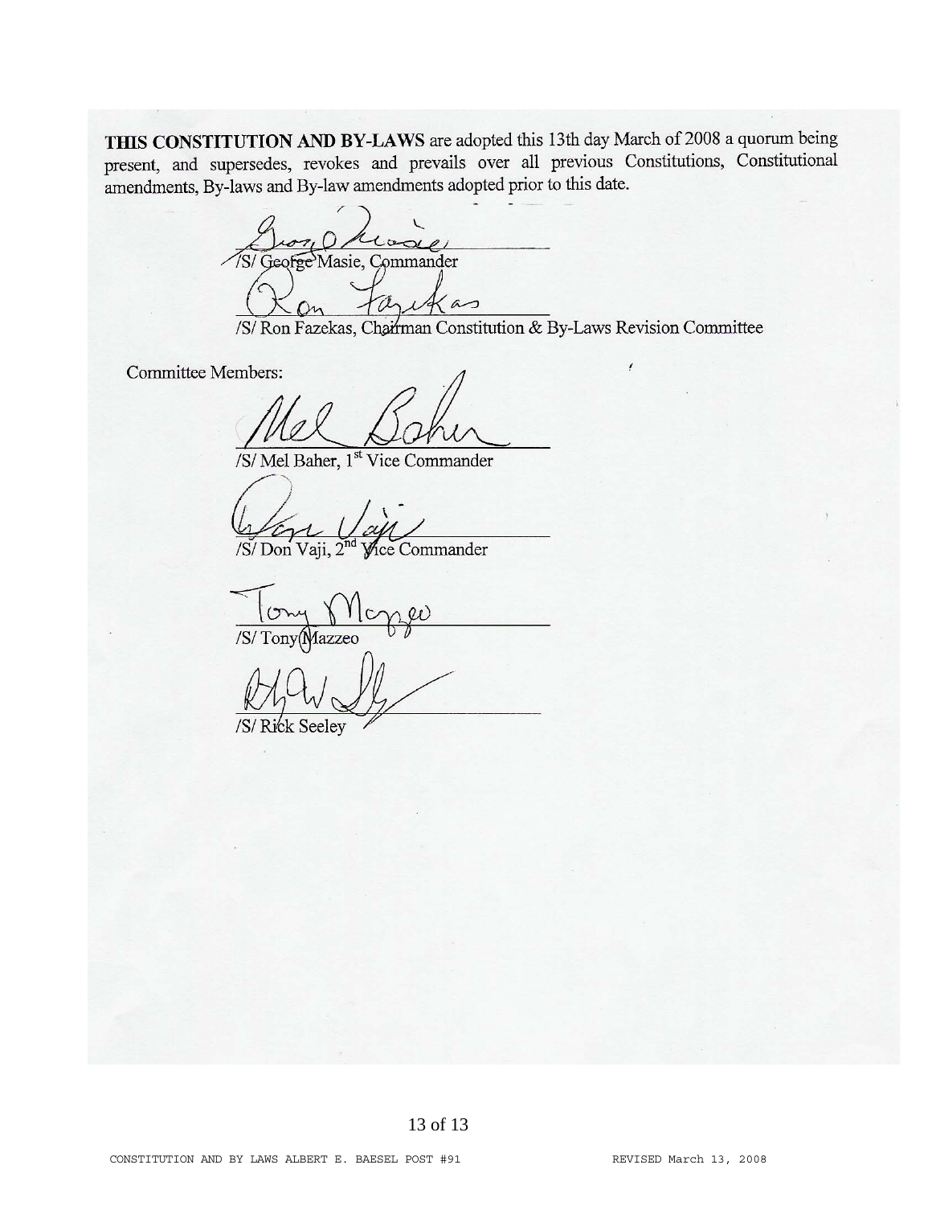**THIS CONSTITUTION AND BY-LAWS** are adopted this 13th day March of 2008 a quorum being present, and supersedes, revokes and prevails over all previous Constitutions, Constitutional amendments, By-laws and By-law amendments adopted prior to this date.

/S/ George Masie, Commander

/S/ Ron Fazekas, Chairman Constitution & By-Laws Revision Committee

Committee Members:

/S/ Mel Baher, 1st Vice Commander

/S/ Don Vaji, 2nd Vice Commander

/S/ Tony Mazzeo

/S/ Rick Seeley